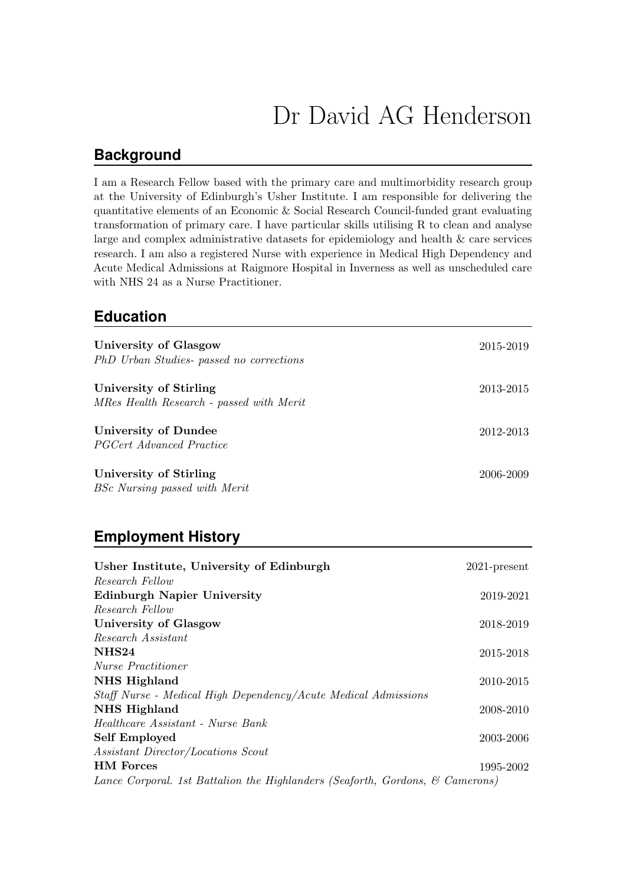# Dr David AG Henderson

## Background

I am a Research Fellow based with the primary care and multimorbidity research group at the University of Edinburgh's Usher Institute. I am responsible for delivering the quantitative elements of an Economic & Social Research Council-funded grant evaluating transformation of primary care. I have particular skills utilising R to clean and analyse large and complex administrative datasets for epidemiology and health & care services research. I am also a registered Nurse with experience in Medical High Dependency and Acute Medical Admissions at Raigmore Hospital in Inverness as well as unscheduled care with NHS 24 as a Nurse Practitioner.

## Education

**University of Glasgow** 2015-2019
*PhD Urban Studies- passed no corrections*

**University of Stirling** 2013-2015
*MRes Health Research - passed with Merit*

**University of Dundee** 2012-2013
*PGCert Advanced Practice*

**University of Stirling** 2006-2009
*BSc Nursing passed with Merit*

## Employment History

**Usher Institute, University of Edinburgh** 2021-present
*Research Fellow*

**Edinburgh Napier University** 2019-2021
*Research Fellow*

**University of Glasgow** 2018-2019
*Research Assistant*

**NHS24** 2015-2018
*Nurse Practitioner*

**NHS Highland** 2010-2015
*Staff Nurse - Medical High Dependency/Acute Medical Admissions*

**NHS Highland** 2008-2010
*Healthcare Assistant - Nurse Bank*

**Self Employed** 2003-2006
*Assistant Director/Locations Scout*

**HM Forces** 1995-2002
*Lance Corporal. 1st Battalion the Highlanders (Seaforth, Gordons, & Camerons)*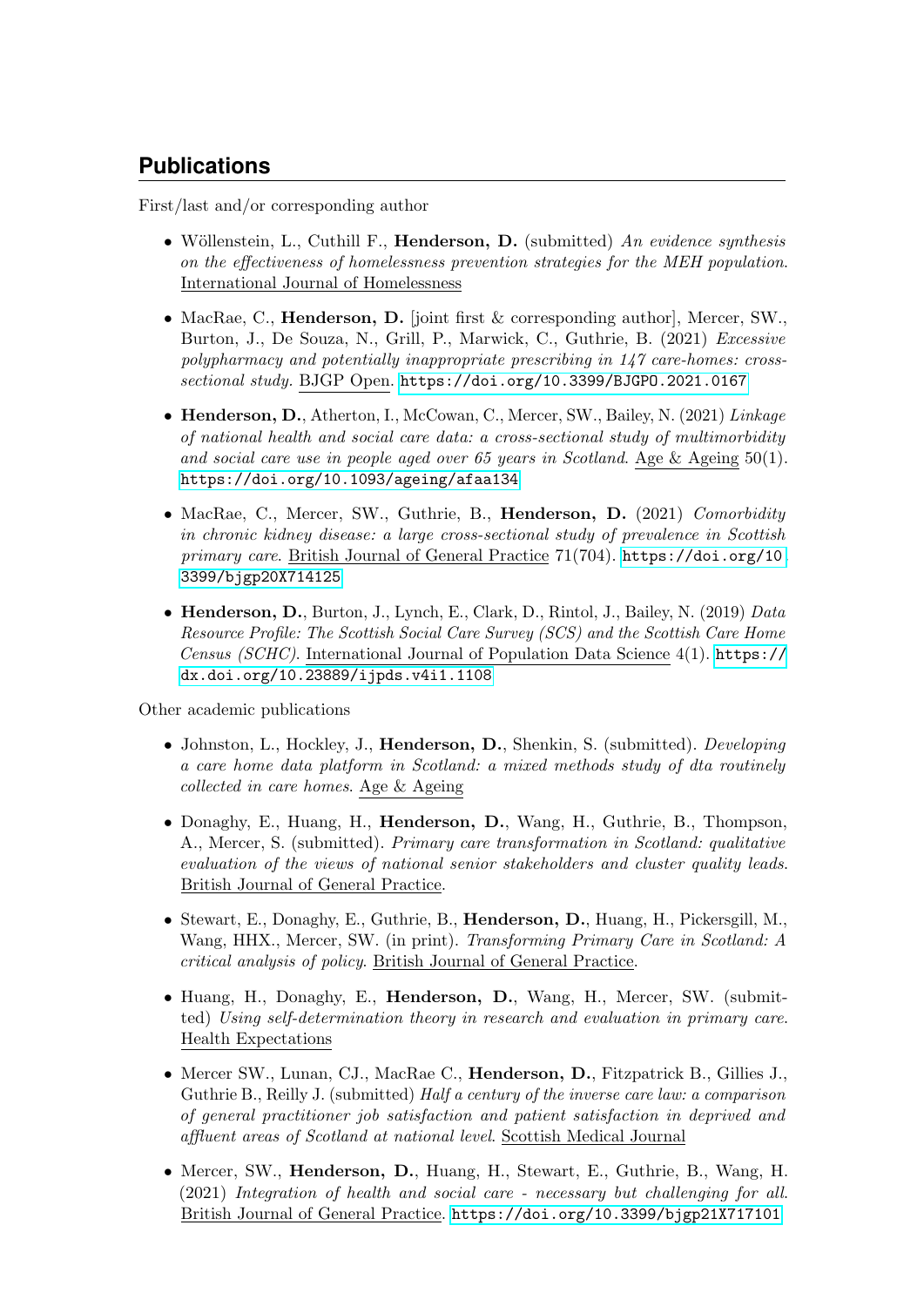## Publications

First/last and/or corresponding author

- Wöllenstein, L., Cuthill F., **Henderson, D.** (submitted) *An evidence synthesis on the effectiveness of homelessness prevention strategies for the MEH population*. International Journal of Homelessness
- MacRae, C., **Henderson, D.** [joint first & corresponding author], Mercer, SW., Burton, J., De Souza, N., Grill, P., Marwick, C., Guthrie, B. (2021) *Excessive polypharmacy and potentially inappropriate prescribing in 147 care-homes: cross-sectional study*. BJGP Open. https://doi.org/10.3399/BJGPO.2021.0167
- **Henderson, D.**, Atherton, I., McCowan, C., Mercer, SW., Bailey, N. (2021) *Linkage of national health and social care data: a cross-sectional study of multimorbidity and social care use in people aged over 65 years in Scotland*. Age & Ageing 50(1). https://doi.org/10.1093/ageing/afaa134
- MacRae, C., Mercer, SW., Guthrie, B., **Henderson, D.** (2021) *Comorbidity in chronic kidney disease: a large cross-sectional study of prevalence in Scottish primary care*. British Journal of General Practice 71(704). https://doi.org/10.3399/bjgp20X714125
- **Henderson, D.**, Burton, J., Lynch, E., Clark, D., Rintol, J., Bailey, N. (2019) *Data Resource Profile: The Scottish Social Care Survey (SCS) and the Scottish Care Home Census (SCHC)*. International Journal of Population Data Science 4(1). https://dx.doi.org/10.23889/ijpds.v4i1.1108

Other academic publications

- Johnston, L., Hockley, J., **Henderson, D.**, Shenkin, S. (submitted). *Developing a care home data platform in Scotland: a mixed methods study of dta routinely collected in care homes*. Age & Ageing
- Donaghy, E., Huang, H., **Henderson, D.**, Wang, H., Guthrie, B., Thompson, A., Mercer, S. (submitted). *Primary care transformation in Scotland: qualitative evaluation of the views of national senior stakeholders and cluster quality leads*. British Journal of General Practice.
- Stewart, E., Donaghy, E., Guthrie, B., **Henderson, D.**, Huang, H., Pickersgill, M., Wang, HHX., Mercer, SW. (in print). *Transforming Primary Care in Scotland: A critical analysis of policy*. British Journal of General Practice.
- Huang, H., Donaghy, E., **Henderson, D.**, Wang, H., Mercer, SW. (submitted) *Using self-determination theory in research and evaluation in primary care*. Health Expectations
- Mercer SW., Lunan, CJ., MacRae C., **Henderson, D.**, Fitzpatrick B., Gillies J., Guthrie B., Reilly J. (submitted) *Half a century of the inverse care law: a comparison of general practitioner job satisfaction and patient satisfaction in deprived and affluent areas of Scotland at national level*. Scottish Medical Journal
- Mercer, SW., **Henderson, D.**, Huang, H., Stewart, E., Guthrie, B., Wang, H. (2021) *Integration of health and social care - necessary but challenging for all*. British Journal of General Practice. https://doi.org/10.3399/bjgp21X717101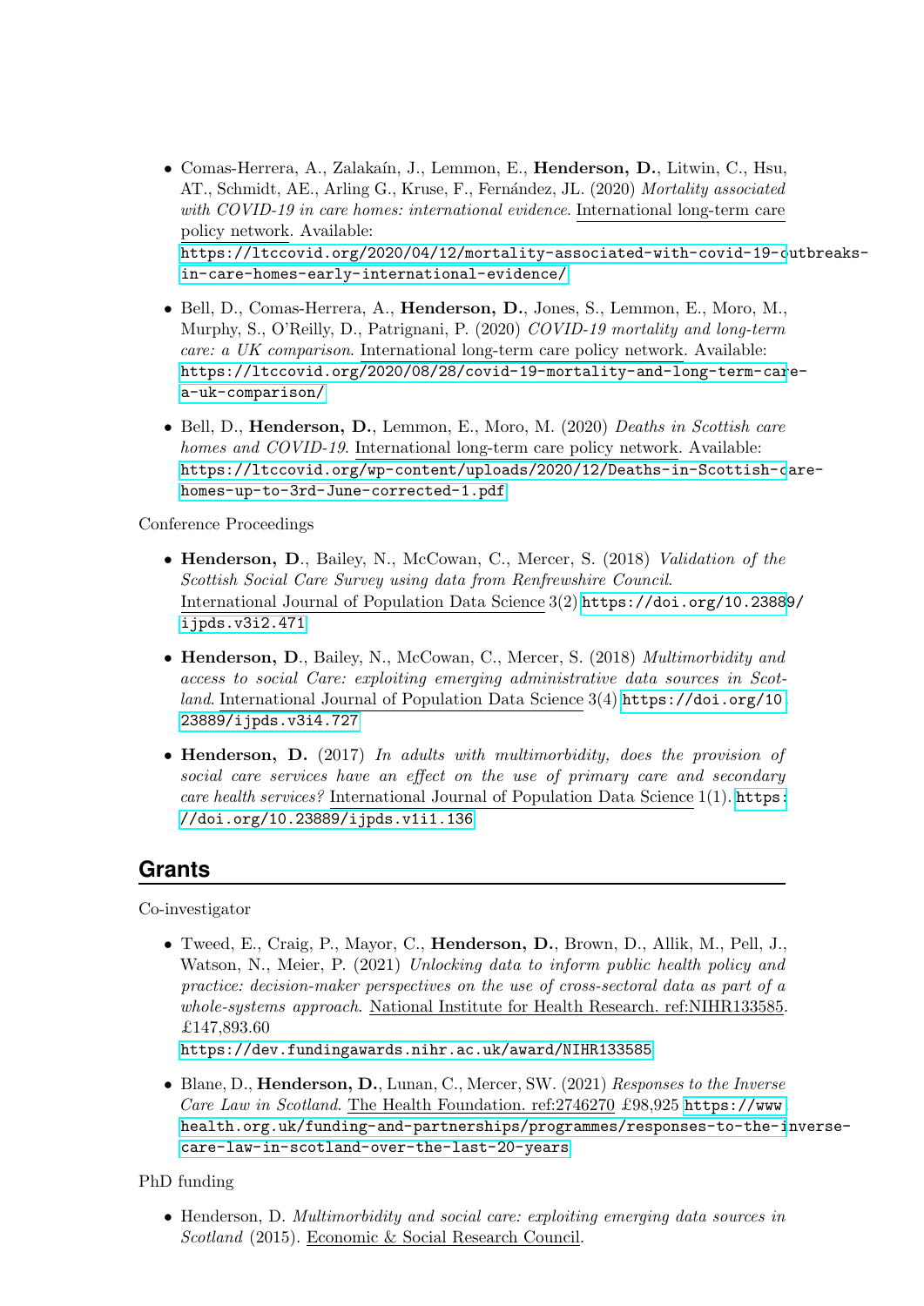- Comas-Herrera, A., Zalakaín, J., Lemmon, E., **Henderson, D.**, Litwin, C., Hsu, AT., Schmidt, AE., Arling G., Kruse, F., Fernández, JL. (2020) *Mortality associated with COVID-19 in care homes: international evidence*. International long-term care policy network. Available: https://ltccovid.org/2020/04/12/mortality-associated-with-covid-19-outbreaks-in-care-homes-early-international-evidence/

- Bell, D., Comas-Herrera, A., **Henderson, D.**, Jones, S., Lemmon, E., Moro, M., Murphy, S., O'Reilly, D., Patrignani, P. (2020) *COVID-19 mortality and long-term care: a UK comparison*. International long-term care policy network. Available: https://ltccovid.org/2020/08/28/covid-19-mortality-and-long-term-care-a-uk-comparison/

- Bell, D., **Henderson, D.**, Lemmon, E., Moro, M. (2020) *Deaths in Scottish care homes and COVID-19*. International long-term care policy network. Available: https://ltccovid.org/wp-content/uploads/2020/12/Deaths-in-Scottish-care-homes-up-to-3rd-June-corrected-1.pdf

Conference Proceedings

- **Henderson, D**., Bailey, N., McCowan, C., Mercer, S. (2018) *Validation of the Scottish Social Care Survey using data from Renfrewshire Council*. International Journal of Population Data Science 3(2) https://doi.org/10.23889/ijpds.v3i2.471

- **Henderson, D**., Bailey, N., McCowan, C., Mercer, S. (2018) *Multimorbidity and access to social Care: exploiting emerging administrative data sources in Scotland*. International Journal of Population Data Science 3(4) https://doi.org/10.23889/ijpds.v3i4.727

- **Henderson, D.** (2017) *In adults with multimorbidity, does the provision of social care services have an effect on the use of primary care and secondary care health services?* International Journal of Population Data Science 1(1). https://doi.org/10.23889/ijpds.v1i1.136

## Grants

Co-investigator

- Tweed, E., Craig, P., Mayor, C., **Henderson, D.**, Brown, D., Allik, M., Pell, J., Watson, N., Meier, P. (2021) *Unlocking data to inform public health policy and practice: decision-maker perspectives on the use of cross-sectoral data as part of a whole-systems approach*. National Institute for Health Research. ref:NIHR133585. £147,893.60 https://dev.fundingawards.nihr.ac.uk/award/NIHR133585

- Blane, D., **Henderson, D.**, Lunan, C., Mercer, SW. (2021) *Responses to the Inverse Care Law in Scotland*. The Health Foundation. ref:2746270 £98,925 https://www.health.org.uk/funding-and-partnerships/programmes/responses-to-the-inverse-care-law-in-scotland-over-the-last-20-years

PhD funding

- Henderson, D. *Multimorbidity and social care: exploiting emerging data sources in Scotland* (2015). Economic & Social Research Council.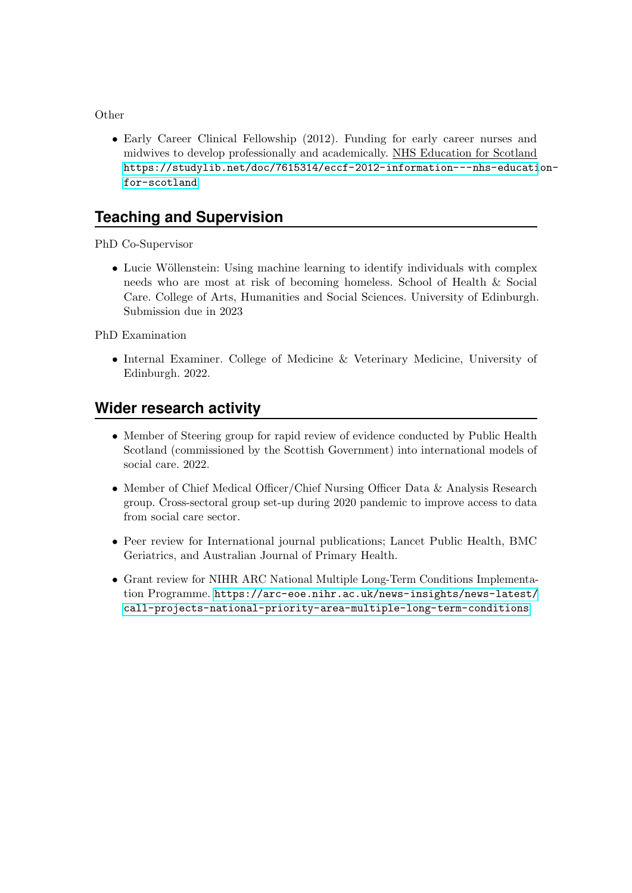Other

- Early Career Clinical Fellowship (2012). Funding for early career nurses and midwives to develop professionally and academically. NHS Education for Scotland https://studylib.net/doc/7615314/eccf-2012-information---nhs-education-for-scotland

## Teaching and Supervision

PhD Co-Supervisor

- Lucie Wöllenstein: Using machine learning to identify individuals with complex needs who are most at risk of becoming homeless. School of Health & Social Care. College of Arts, Humanities and Social Sciences. University of Edinburgh. Submission due in 2023

PhD Examination

- Internal Examiner. College of Medicine & Veterinary Medicine, University of Edinburgh. 2022.

## Wider research activity

- Member of Steering group for rapid review of evidence conducted by Public Health Scotland (commissioned by the Scottish Government) into international models of social care. 2022.
- Member of Chief Medical Officer/Chief Nursing Officer Data & Analysis Research group. Cross-sectoral group set-up during 2020 pandemic to improve access to data from social care sector.
- Peer review for International journal publications; Lancet Public Health, BMC Geriatrics, and Australian Journal of Primary Health.
- Grant review for NIHR ARC National Multiple Long-Term Conditions Implementation Programme. https://arc-eoe.nihr.ac.uk/news-insights/news-latest/call-projects-national-priority-area-multiple-long-term-conditions